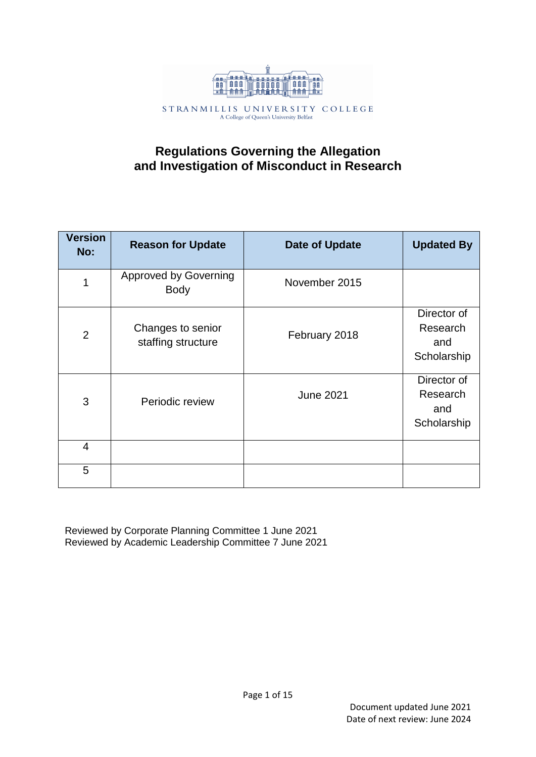STRANMILLIS UNIVERSITY COLLEGE
A College of Queen's University Belfast

# Regulations Governing the Allegation and Investigation of Misconduct in Research

| Version No: | Reason for Update | Date of Update | Updated By |
|---|---|---|---|
| 1 | Approved by Governing Body | November 2015 | |
| 2 | Changes to senior staffing structure | February 2018 | Director of Research and Scholarship |
| 3 | Periodic review | June 2021 | Director of Research and Scholarship |
| 4 | | | |
| 5 | | | |

Reviewed by Corporate Planning Committee 1 June 2021
Reviewed by Academic Leadership Committee 7 June 2021

Document updated June 2021
Date of next review: June 2024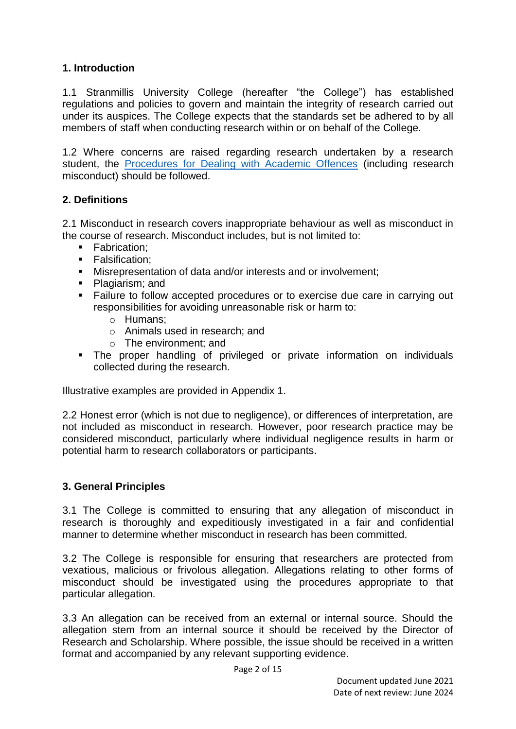## 1. Introduction

1.1 Stranmillis University College (hereafter "the College") has established regulations and policies to govern and maintain the integrity of research carried out under its auspices. The College expects that the standards set be adhered to by all members of staff when conducting research within or on behalf of the College.

1.2 Where concerns are raised regarding research undertaken by a research student, the Procedures for Dealing with Academic Offences (including research misconduct) should be followed.

## 2. Definitions

2.1 Misconduct in research covers inappropriate behaviour as well as misconduct in the course of research. Misconduct includes, but is not limited to:

- Fabrication;
- Falsification;
- Misrepresentation of data and/or interests and or involvement;
- Plagiarism; and
- Failure to follow accepted procedures or to exercise due care in carrying out responsibilities for avoiding unreasonable risk or harm to:
    - Humans;
    - Animals used in research; and
    - The environment; and
- The proper handling of privileged or private information on individuals collected during the research.

Illustrative examples are provided in Appendix 1.

2.2 Honest error (which is not due to negligence), or differences of interpretation, are not included as misconduct in research. However, poor research practice may be considered misconduct, particularly where individual negligence results in harm or potential harm to research collaborators or participants.

## 3. General Principles

3.1 The College is committed to ensuring that any allegation of misconduct in research is thoroughly and expeditiously investigated in a fair and confidential manner to determine whether misconduct in research has been committed.

3.2 The College is responsible for ensuring that researchers are protected from vexatious, malicious or frivolous allegation. Allegations relating to other forms of misconduct should be investigated using the procedures appropriate to that particular allegation.

3.3 An allegation can be received from an external or internal source. Should the allegation stem from an internal source it should be received by the Director of Research and Scholarship. Where possible, the issue should be received in a written format and accompanied by any relevant supporting evidence.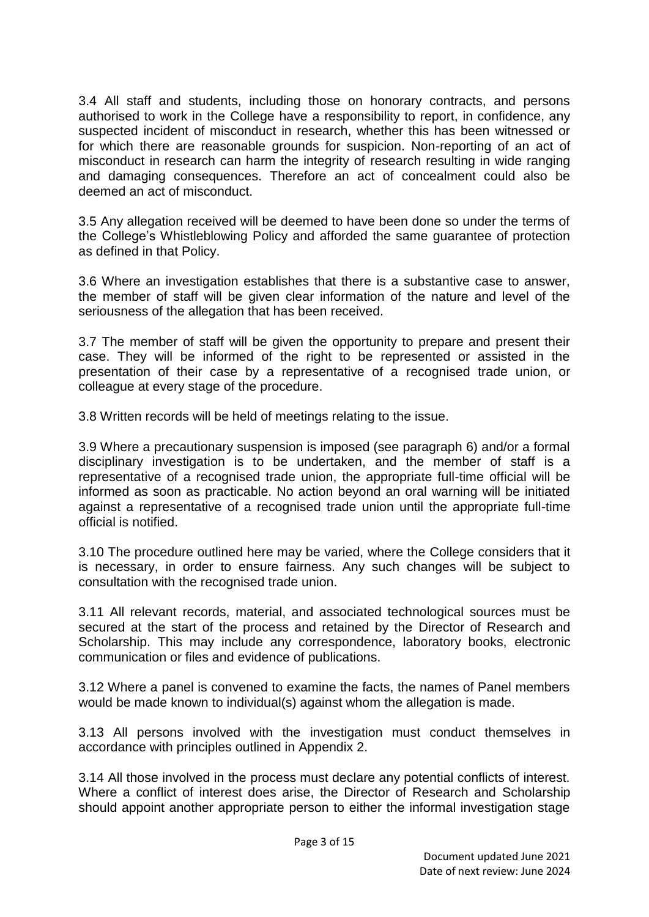3.4 All staff and students, including those on honorary contracts, and persons authorised to work in the College have a responsibility to report, in confidence, any suspected incident of misconduct in research, whether this has been witnessed or for which there are reasonable grounds for suspicion. Non-reporting of an act of misconduct in research can harm the integrity of research resulting in wide ranging and damaging consequences. Therefore an act of concealment could also be deemed an act of misconduct.

3.5 Any allegation received will be deemed to have been done so under the terms of the College's Whistleblowing Policy and afforded the same guarantee of protection as defined in that Policy.

3.6 Where an investigation establishes that there is a substantive case to answer, the member of staff will be given clear information of the nature and level of the seriousness of the allegation that has been received.

3.7 The member of staff will be given the opportunity to prepare and present their case. They will be informed of the right to be represented or assisted in the presentation of their case by a representative of a recognised trade union, or colleague at every stage of the procedure.

3.8 Written records will be held of meetings relating to the issue.

3.9 Where a precautionary suspension is imposed (see paragraph 6) and/or a formal disciplinary investigation is to be undertaken, and the member of staff is a representative of a recognised trade union, the appropriate full-time official will be informed as soon as practicable. No action beyond an oral warning will be initiated against a representative of a recognised trade union until the appropriate full-time official is notified.

3.10 The procedure outlined here may be varied, where the College considers that it is necessary, in order to ensure fairness. Any such changes will be subject to consultation with the recognised trade union.

3.11 All relevant records, material, and associated technological sources must be secured at the start of the process and retained by the Director of Research and Scholarship. This may include any correspondence, laboratory books, electronic communication or files and evidence of publications.

3.12 Where a panel is convened to examine the facts, the names of Panel members would be made known to individual(s) against whom the allegation is made.

3.13 All persons involved with the investigation must conduct themselves in accordance with principles outlined in Appendix 2.

3.14 All those involved in the process must declare any potential conflicts of interest. Where a conflict of interest does arise, the Director of Research and Scholarship should appoint another appropriate person to either the informal investigation stage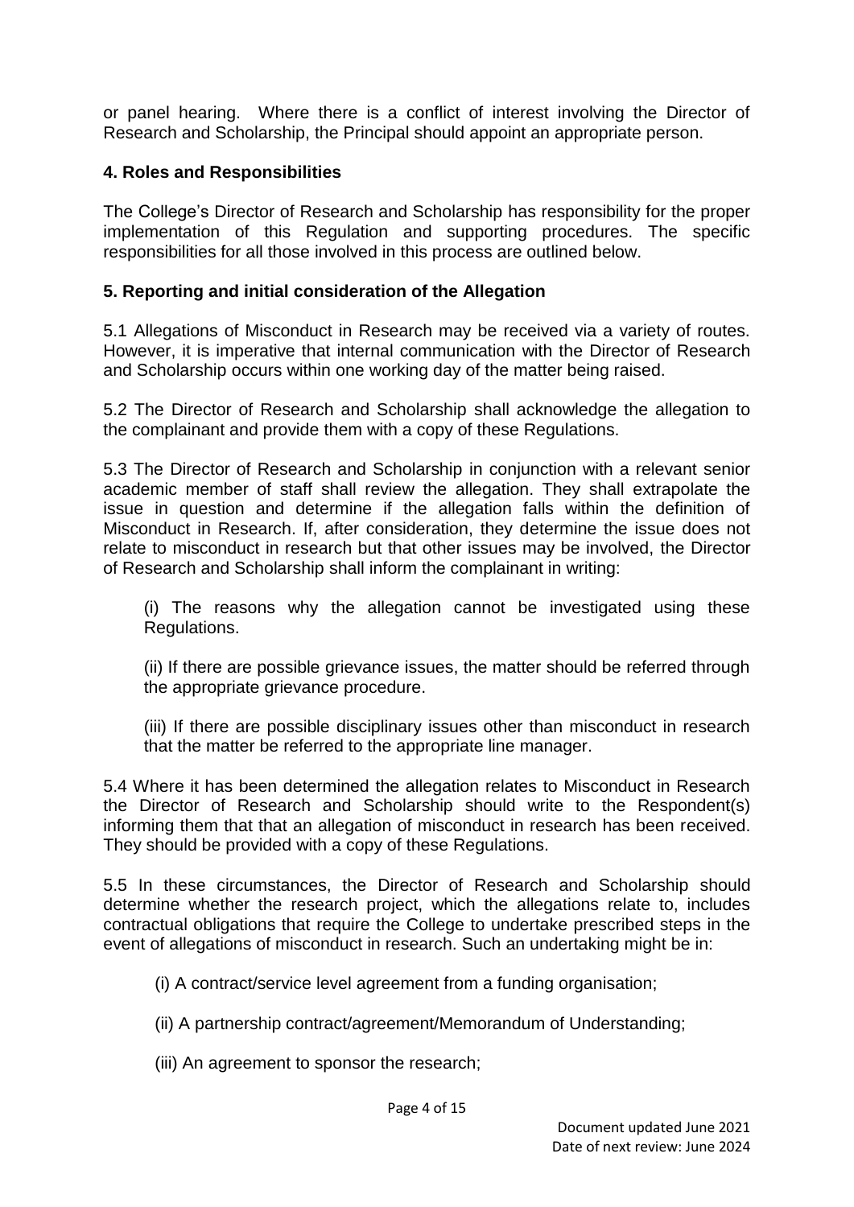or panel hearing. Where there is a conflict of interest involving the Director of Research and Scholarship, the Principal should appoint an appropriate person.

## 4. Roles and Responsibilities

The College's Director of Research and Scholarship has responsibility for the proper implementation of this Regulation and supporting procedures. The specific responsibilities for all those involved in this process are outlined below.

## 5. Reporting and initial consideration of the Allegation

5.1 Allegations of Misconduct in Research may be received via a variety of routes. However, it is imperative that internal communication with the Director of Research and Scholarship occurs within one working day of the matter being raised.

5.2 The Director of Research and Scholarship shall acknowledge the allegation to the complainant and provide them with a copy of these Regulations.

5.3 The Director of Research and Scholarship in conjunction with a relevant senior academic member of staff shall review the allegation. They shall extrapolate the issue in question and determine if the allegation falls within the definition of Misconduct in Research. If, after consideration, they determine the issue does not relate to misconduct in research but that other issues may be involved, the Director of Research and Scholarship shall inform the complainant in writing:

(i) The reasons why the allegation cannot be investigated using these Regulations.

(ii) If there are possible grievance issues, the matter should be referred through the appropriate grievance procedure.

(iii) If there are possible disciplinary issues other than misconduct in research that the matter be referred to the appropriate line manager.

5.4 Where it has been determined the allegation relates to Misconduct in Research the Director of Research and Scholarship should write to the Respondent(s) informing them that that an allegation of misconduct in research has been received. They should be provided with a copy of these Regulations.

5.5 In these circumstances, the Director of Research and Scholarship should determine whether the research project, which the allegations relate to, includes contractual obligations that require the College to undertake prescribed steps in the event of allegations of misconduct in research. Such an undertaking might be in:

(i) A contract/service level agreement from a funding organisation;

(ii) A partnership contract/agreement/Memorandum of Understanding;

(iii) An agreement to sponsor the research;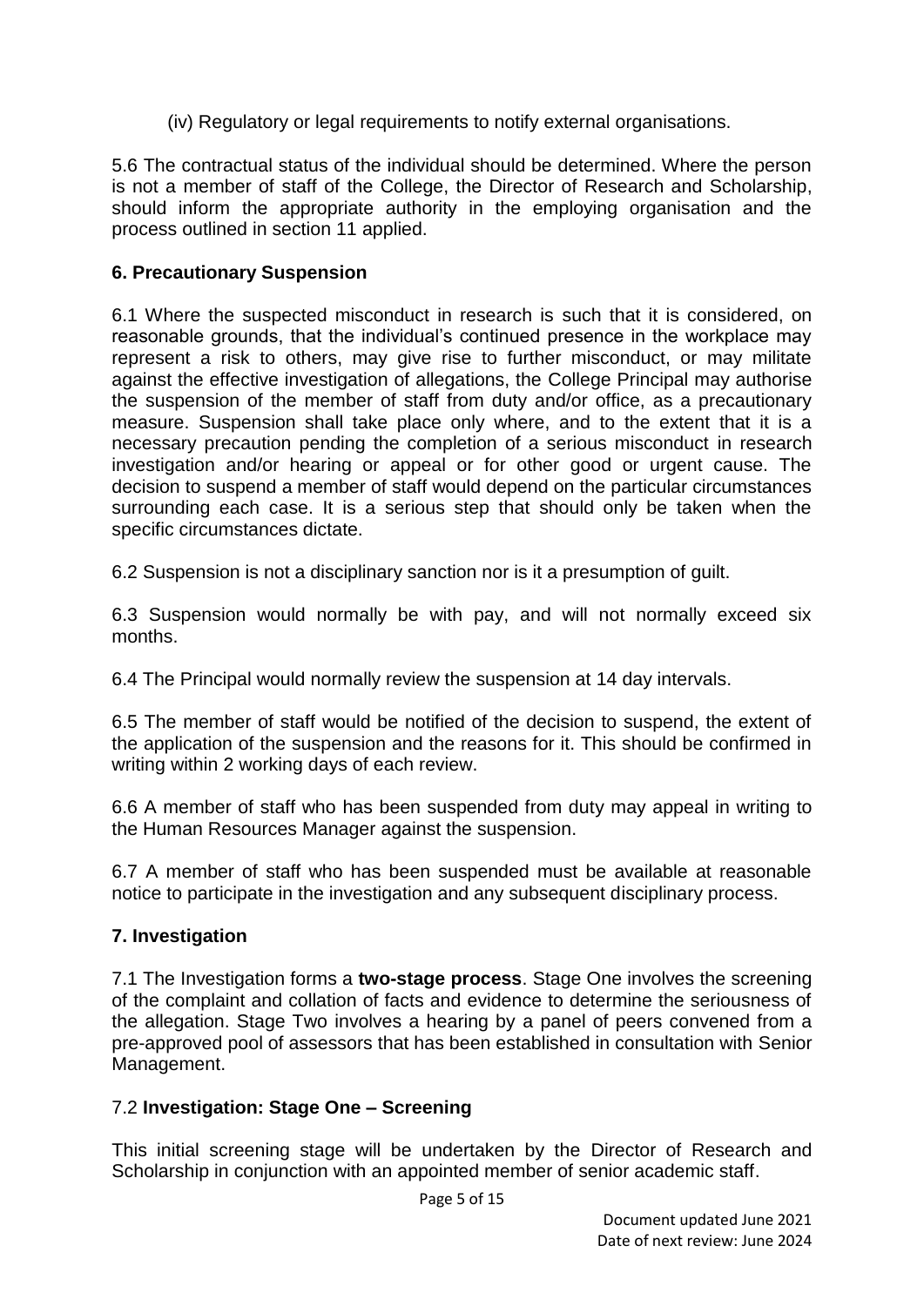(iv) Regulatory or legal requirements to notify external organisations.

5.6 The contractual status of the individual should be determined. Where the person is not a member of staff of the College, the Director of Research and Scholarship, should inform the appropriate authority in the employing organisation and the process outlined in section 11 applied.

## 6. Precautionary Suspension

6.1 Where the suspected misconduct in research is such that it is considered, on reasonable grounds, that the individual's continued presence in the workplace may represent a risk to others, may give rise to further misconduct, or may militate against the effective investigation of allegations, the College Principal may authorise the suspension of the member of staff from duty and/or office, as a precautionary measure. Suspension shall take place only where, and to the extent that it is a necessary precaution pending the completion of a serious misconduct in research investigation and/or hearing or appeal or for other good or urgent cause. The decision to suspend a member of staff would depend on the particular circumstances surrounding each case. It is a serious step that should only be taken when the specific circumstances dictate.

6.2 Suspension is not a disciplinary sanction nor is it a presumption of guilt.

6.3 Suspension would normally be with pay, and will not normally exceed six months.

6.4 The Principal would normally review the suspension at 14 day intervals.

6.5 The member of staff would be notified of the decision to suspend, the extent of the application of the suspension and the reasons for it. This should be confirmed in writing within 2 working days of each review.

6.6 A member of staff who has been suspended from duty may appeal in writing to the Human Resources Manager against the suspension.

6.7 A member of staff who has been suspended must be available at reasonable notice to participate in the investigation and any subsequent disciplinary process.

## 7. Investigation

7.1 The Investigation forms a **two-stage process**. Stage One involves the screening of the complaint and collation of facts and evidence to determine the seriousness of the allegation. Stage Two involves a hearing by a panel of peers convened from a pre-approved pool of assessors that has been established in consultation with Senior Management.

### 7.2 **Investigation: Stage One – Screening**

This initial screening stage will be undertaken by the Director of Research and Scholarship in conjunction with an appointed member of senior academic staff.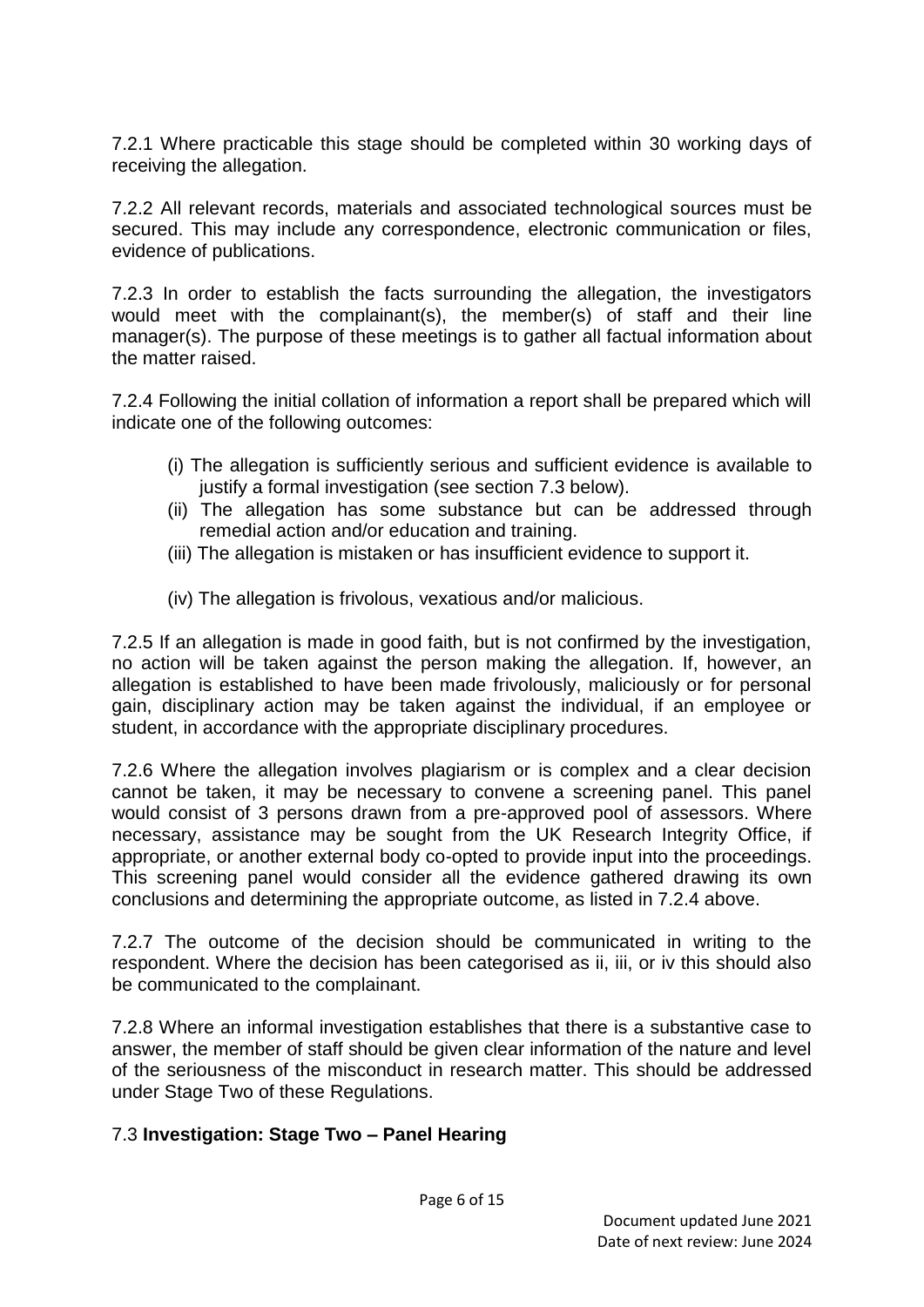7.2.1 Where practicable this stage should be completed within 30 working days of receiving the allegation.

7.2.2 All relevant records, materials and associated technological sources must be secured. This may include any correspondence, electronic communication or files, evidence of publications.

7.2.3 In order to establish the facts surrounding the allegation, the investigators would meet with the complainant(s), the member(s) of staff and their line manager(s). The purpose of these meetings is to gather all factual information about the matter raised.

7.2.4 Following the initial collation of information a report shall be prepared which will indicate one of the following outcomes:

- (i) The allegation is sufficiently serious and sufficient evidence is available to justify a formal investigation (see section 7.3 below).
- (ii) The allegation has some substance but can be addressed through remedial action and/or education and training.
- (iii) The allegation is mistaken or has insufficient evidence to support it.
- (iv) The allegation is frivolous, vexatious and/or malicious.

7.2.5 If an allegation is made in good faith, but is not confirmed by the investigation, no action will be taken against the person making the allegation. If, however, an allegation is established to have been made frivolously, maliciously or for personal gain, disciplinary action may be taken against the individual, if an employee or student, in accordance with the appropriate disciplinary procedures.

7.2.6 Where the allegation involves plagiarism or is complex and a clear decision cannot be taken, it may be necessary to convene a screening panel. This panel would consist of 3 persons drawn from a pre-approved pool of assessors. Where necessary, assistance may be sought from the UK Research Integrity Office, if appropriate, or another external body co-opted to provide input into the proceedings. This screening panel would consider all the evidence gathered drawing its own conclusions and determining the appropriate outcome, as listed in 7.2.4 above.

7.2.7 The outcome of the decision should be communicated in writing to the respondent. Where the decision has been categorised as ii, iii, or iv this should also be communicated to the complainant.

7.2.8 Where an informal investigation establishes that there is a substantive case to answer, the member of staff should be given clear information of the nature and level of the seriousness of the misconduct in research matter. This should be addressed under Stage Two of these Regulations.

### 7.3 **Investigation: Stage Two – Panel Hearing**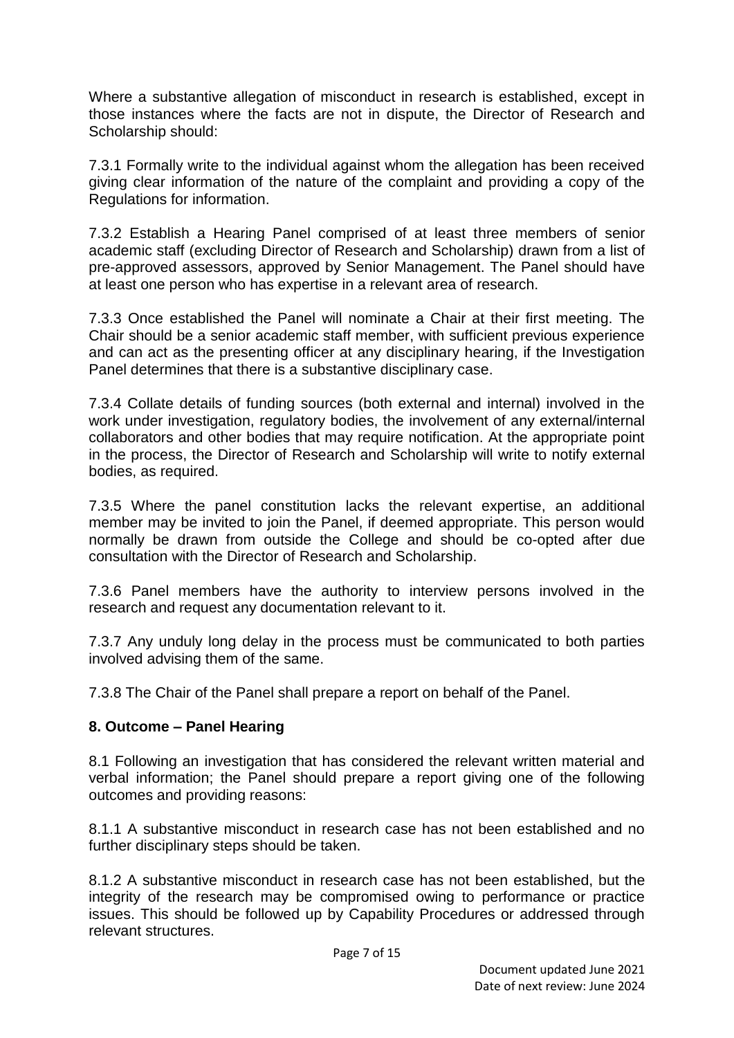Where a substantive allegation of misconduct in research is established, except in those instances where the facts are not in dispute, the Director of Research and Scholarship should:

7.3.1 Formally write to the individual against whom the allegation has been received giving clear information of the nature of the complaint and providing a copy of the Regulations for information.

7.3.2 Establish a Hearing Panel comprised of at least three members of senior academic staff (excluding Director of Research and Scholarship) drawn from a list of pre-approved assessors, approved by Senior Management. The Panel should have at least one person who has expertise in a relevant area of research.

7.3.3 Once established the Panel will nominate a Chair at their first meeting. The Chair should be a senior academic staff member, with sufficient previous experience and can act as the presenting officer at any disciplinary hearing, if the Investigation Panel determines that there is a substantive disciplinary case.

7.3.4 Collate details of funding sources (both external and internal) involved in the work under investigation, regulatory bodies, the involvement of any external/internal collaborators and other bodies that may require notification. At the appropriate point in the process, the Director of Research and Scholarship will write to notify external bodies, as required.

7.3.5 Where the panel constitution lacks the relevant expertise, an additional member may be invited to join the Panel, if deemed appropriate. This person would normally be drawn from outside the College and should be co-opted after due consultation with the Director of Research and Scholarship.

7.3.6 Panel members have the authority to interview persons involved in the research and request any documentation relevant to it.

7.3.7 Any unduly long delay in the process must be communicated to both parties involved advising them of the same.

7.3.8 The Chair of the Panel shall prepare a report on behalf of the Panel.

## 8. Outcome – Panel Hearing

8.1 Following an investigation that has considered the relevant written material and verbal information; the Panel should prepare a report giving one of the following outcomes and providing reasons:

8.1.1 A substantive misconduct in research case has not been established and no further disciplinary steps should be taken.

8.1.2 A substantive misconduct in research case has not been established, but the integrity of the research may be compromised owing to performance or practice issues. This should be followed up by Capability Procedures or addressed through relevant structures.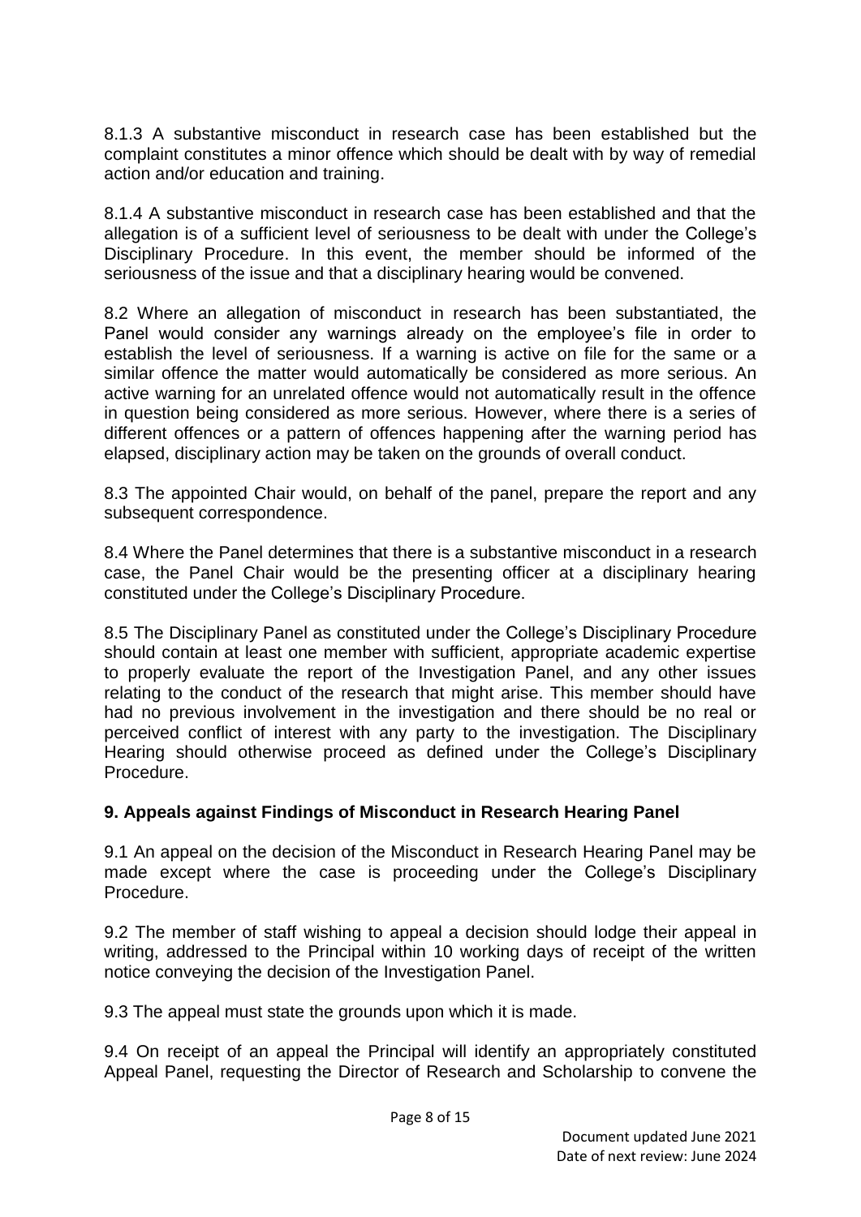8.1.3 A substantive misconduct in research case has been established but the complaint constitutes a minor offence which should be dealt with by way of remedial action and/or education and training.

8.1.4 A substantive misconduct in research case has been established and that the allegation is of a sufficient level of seriousness to be dealt with under the College's Disciplinary Procedure. In this event, the member should be informed of the seriousness of the issue and that a disciplinary hearing would be convened.

8.2 Where an allegation of misconduct in research has been substantiated, the Panel would consider any warnings already on the employee's file in order to establish the level of seriousness. If a warning is active on file for the same or a similar offence the matter would automatically be considered as more serious. An active warning for an unrelated offence would not automatically result in the offence in question being considered as more serious. However, where there is a series of different offences or a pattern of offences happening after the warning period has elapsed, disciplinary action may be taken on the grounds of overall conduct.

8.3 The appointed Chair would, on behalf of the panel, prepare the report and any subsequent correspondence.

8.4 Where the Panel determines that there is a substantive misconduct in a research case, the Panel Chair would be the presenting officer at a disciplinary hearing constituted under the College's Disciplinary Procedure.

8.5 The Disciplinary Panel as constituted under the College's Disciplinary Procedure should contain at least one member with sufficient, appropriate academic expertise to properly evaluate the report of the Investigation Panel, and any other issues relating to the conduct of the research that might arise. This member should have had no previous involvement in the investigation and there should be no real or perceived conflict of interest with any party to the investigation. The Disciplinary Hearing should otherwise proceed as defined under the College's Disciplinary Procedure.

## 9. Appeals against Findings of Misconduct in Research Hearing Panel

9.1 An appeal on the decision of the Misconduct in Research Hearing Panel may be made except where the case is proceeding under the College's Disciplinary Procedure.

9.2 The member of staff wishing to appeal a decision should lodge their appeal in writing, addressed to the Principal within 10 working days of receipt of the written notice conveying the decision of the Investigation Panel.

9.3 The appeal must state the grounds upon which it is made.

9.4 On receipt of an appeal the Principal will identify an appropriately constituted Appeal Panel, requesting the Director of Research and Scholarship to convene the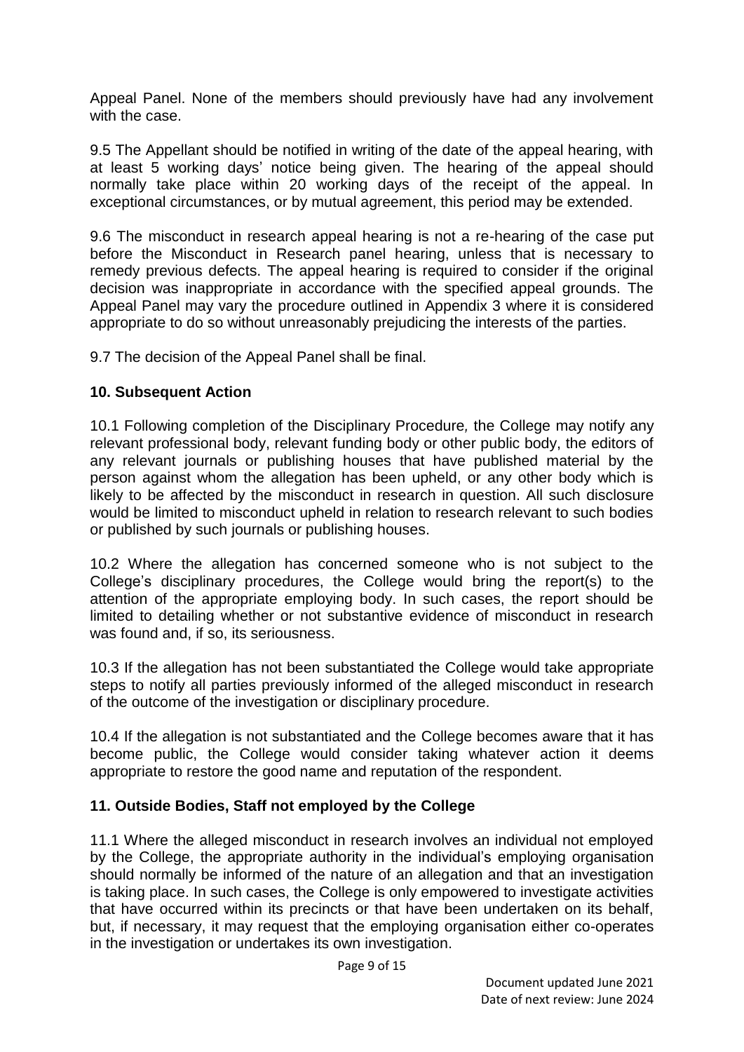Appeal Panel. None of the members should previously have had any involvement with the case.

9.5 The Appellant should be notified in writing of the date of the appeal hearing, with at least 5 working days' notice being given. The hearing of the appeal should normally take place within 20 working days of the receipt of the appeal. In exceptional circumstances, or by mutual agreement, this period may be extended.

9.6 The misconduct in research appeal hearing is not a re-hearing of the case put before the Misconduct in Research panel hearing, unless that is necessary to remedy previous defects. The appeal hearing is required to consider if the original decision was inappropriate in accordance with the specified appeal grounds. The Appeal Panel may vary the procedure outlined in Appendix 3 where it is considered appropriate to do so without unreasonably prejudicing the interests of the parties.

9.7 The decision of the Appeal Panel shall be final.

## 10. Subsequent Action

10.1 Following completion of the Disciplinary Procedure*,* the College may notify any relevant professional body, relevant funding body or other public body, the editors of any relevant journals or publishing houses that have published material by the person against whom the allegation has been upheld, or any other body which is likely to be affected by the misconduct in research in question. All such disclosure would be limited to misconduct upheld in relation to research relevant to such bodies or published by such journals or publishing houses.

10.2 Where the allegation has concerned someone who is not subject to the College's disciplinary procedures, the College would bring the report(s) to the attention of the appropriate employing body. In such cases, the report should be limited to detailing whether or not substantive evidence of misconduct in research was found and, if so, its seriousness.

10.3 If the allegation has not been substantiated the College would take appropriate steps to notify all parties previously informed of the alleged misconduct in research of the outcome of the investigation or disciplinary procedure.

10.4 If the allegation is not substantiated and the College becomes aware that it has become public, the College would consider taking whatever action it deems appropriate to restore the good name and reputation of the respondent.

## 11. Outside Bodies, Staff not employed by the College

11.1 Where the alleged misconduct in research involves an individual not employed by the College, the appropriate authority in the individual's employing organisation should normally be informed of the nature of an allegation and that an investigation is taking place. In such cases, the College is only empowered to investigate activities that have occurred within its precincts or that have been undertaken on its behalf, but, if necessary, it may request that the employing organisation either co-operates in the investigation or undertakes its own investigation.

Document updated June 2021
Date of next review: June 2024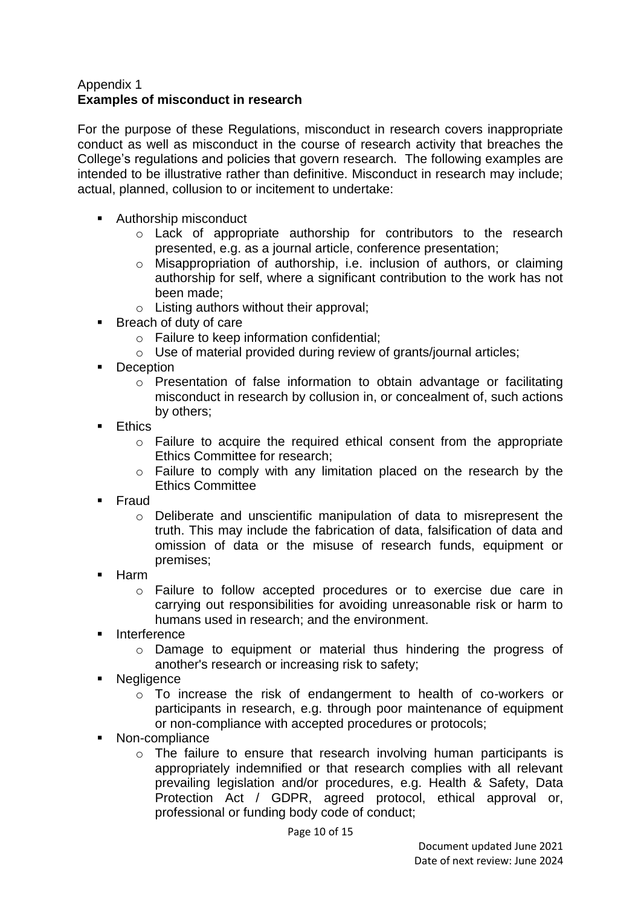Appendix 1
**Examples of misconduct in research**

For the purpose of these Regulations, misconduct in research covers inappropriate conduct as well as misconduct in the course of research activity that breaches the College's regulations and policies that govern research. The following examples are intended to be illustrative rather than definitive. Misconduct in research may include; actual, planned, collusion to or incitement to undertake:

- Authorship misconduct
  - Lack of appropriate authorship for contributors to the research presented, e.g. as a journal article, conference presentation;
  - Misappropriation of authorship, i.e. inclusion of authors, or claiming authorship for self, where a significant contribution to the work has not been made;
  - Listing authors without their approval;
- Breach of duty of care
  - Failure to keep information confidential;
  - Use of material provided during review of grants/journal articles;
- Deception
  - Presentation of false information to obtain advantage or facilitating misconduct in research by collusion in, or concealment of, such actions by others;
- Ethics
  - Failure to acquire the required ethical consent from the appropriate Ethics Committee for research;
  - Failure to comply with any limitation placed on the research by the Ethics Committee
- Fraud
  - Deliberate and unscientific manipulation of data to misrepresent the truth. This may include the fabrication of data, falsification of data and omission of data or the misuse of research funds, equipment or premises;
- Harm
  - Failure to follow accepted procedures or to exercise due care in carrying out responsibilities for avoiding unreasonable risk or harm to humans used in research; and the environment.
- Interference
  - Damage to equipment or material thus hindering the progress of another's research or increasing risk to safety;
- Negligence
  - To increase the risk of endangerment to health of co-workers or participants in research, e.g. through poor maintenance of equipment or non-compliance with accepted procedures or protocols;
- Non-compliance
  - The failure to ensure that research involving human participants is appropriately indemnified or that research complies with all relevant prevailing legislation and/or procedures, e.g. Health & Safety, Data Protection Act / GDPR, agreed protocol, ethical approval or, professional or funding body code of conduct;

Document updated June 2021
Date of next review: June 2024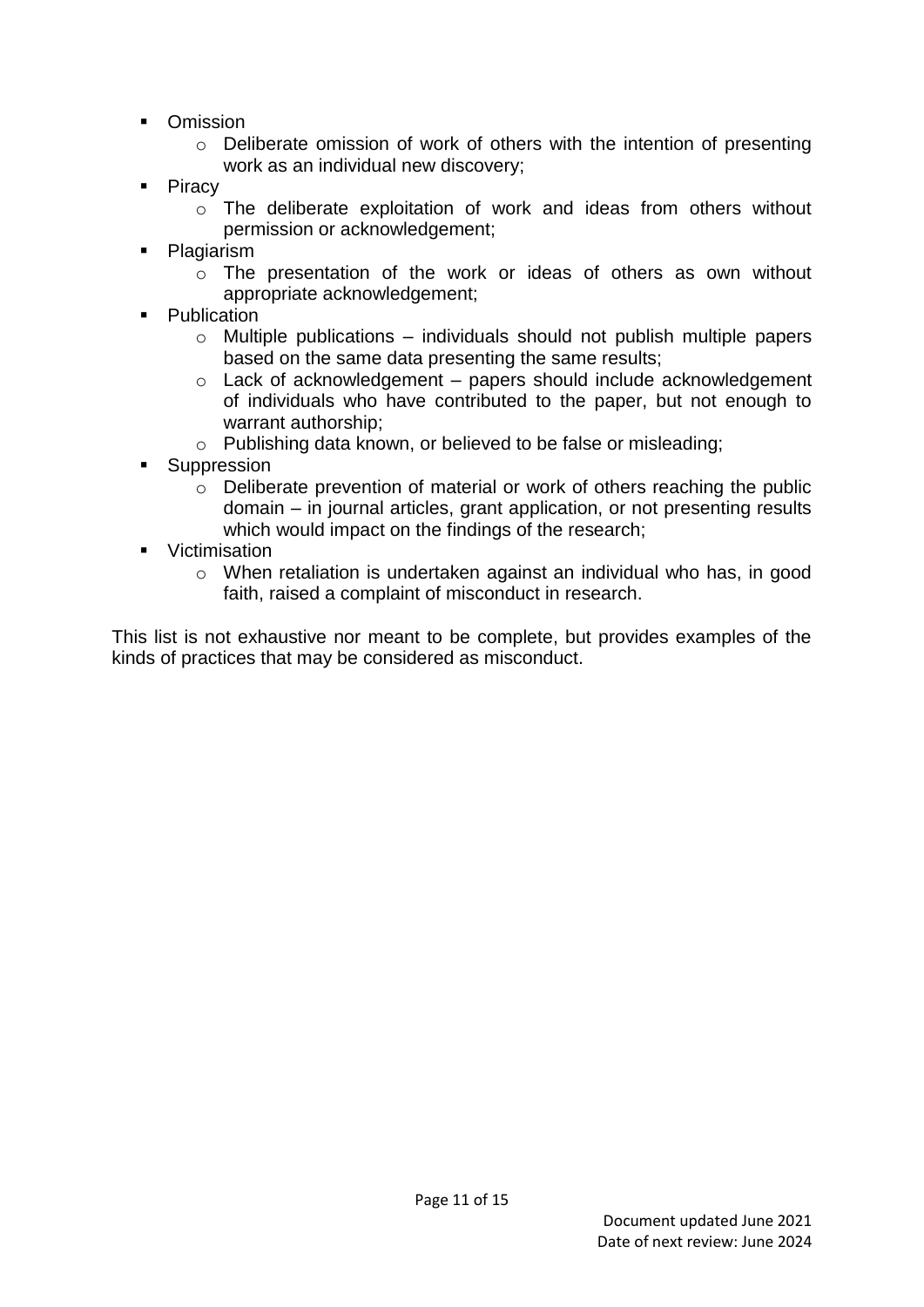- Omission
  - Deliberate omission of work of others with the intention of presenting work as an individual new discovery;
- Piracy
  - The deliberate exploitation of work and ideas from others without permission or acknowledgement;
- Plagiarism
  - The presentation of the work or ideas of others as own without appropriate acknowledgement;
- Publication
  - Multiple publications – individuals should not publish multiple papers based on the same data presenting the same results;
  - Lack of acknowledgement – papers should include acknowledgement of individuals who have contributed to the paper, but not enough to warrant authorship;
  - Publishing data known, or believed to be false or misleading;
- Suppression
  - Deliberate prevention of material or work of others reaching the public domain – in journal articles, grant application, or not presenting results which would impact on the findings of the research;
- Victimisation
  - When retaliation is undertaken against an individual who has, in good faith, raised a complaint of misconduct in research.

This list is not exhaustive nor meant to be complete, but provides examples of the kinds of practices that may be considered as misconduct.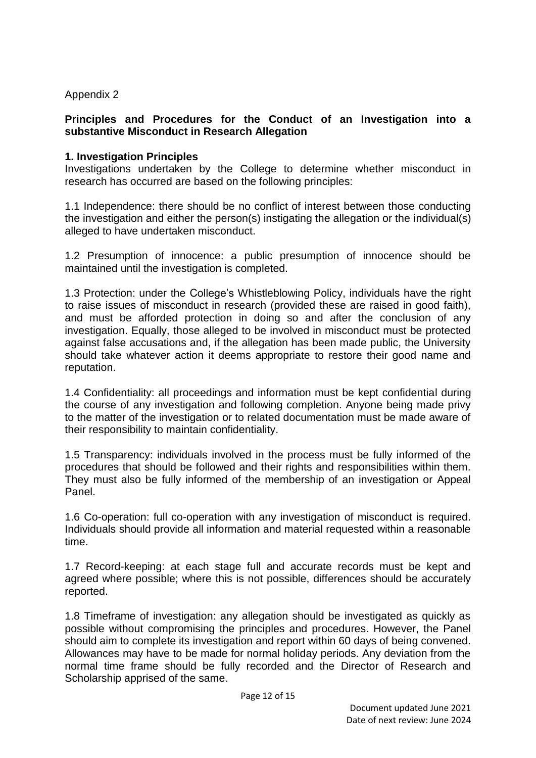Appendix 2

## Principles and Procedures for the Conduct of an Investigation into a substantive Misconduct in Research Allegation

### 1. Investigation Principles

Investigations undertaken by the College to determine whether misconduct in research has occurred are based on the following principles:

1.1 Independence: there should be no conflict of interest between those conducting the investigation and either the person(s) instigating the allegation or the individual(s) alleged to have undertaken misconduct.

1.2 Presumption of innocence: a public presumption of innocence should be maintained until the investigation is completed.

1.3 Protection: under the College's Whistleblowing Policy, individuals have the right to raise issues of misconduct in research (provided these are raised in good faith), and must be afforded protection in doing so and after the conclusion of any investigation. Equally, those alleged to be involved in misconduct must be protected against false accusations and, if the allegation has been made public, the University should take whatever action it deems appropriate to restore their good name and reputation.

1.4 Confidentiality: all proceedings and information must be kept confidential during the course of any investigation and following completion. Anyone being made privy to the matter of the investigation or to related documentation must be made aware of their responsibility to maintain confidentiality.

1.5 Transparency: individuals involved in the process must be fully informed of the procedures that should be followed and their rights and responsibilities within them. They must also be fully informed of the membership of an investigation or Appeal Panel.

1.6 Co-operation: full co-operation with any investigation of misconduct is required. Individuals should provide all information and material requested within a reasonable time.

1.7 Record-keeping: at each stage full and accurate records must be kept and agreed where possible; where this is not possible, differences should be accurately reported.

1.8 Timeframe of investigation: any allegation should be investigated as quickly as possible without compromising the principles and procedures. However, the Panel should aim to complete its investigation and report within 60 days of being convened. Allowances may have to be made for normal holiday periods. Any deviation from the normal time frame should be fully recorded and the Director of Research and Scholarship apprised of the same.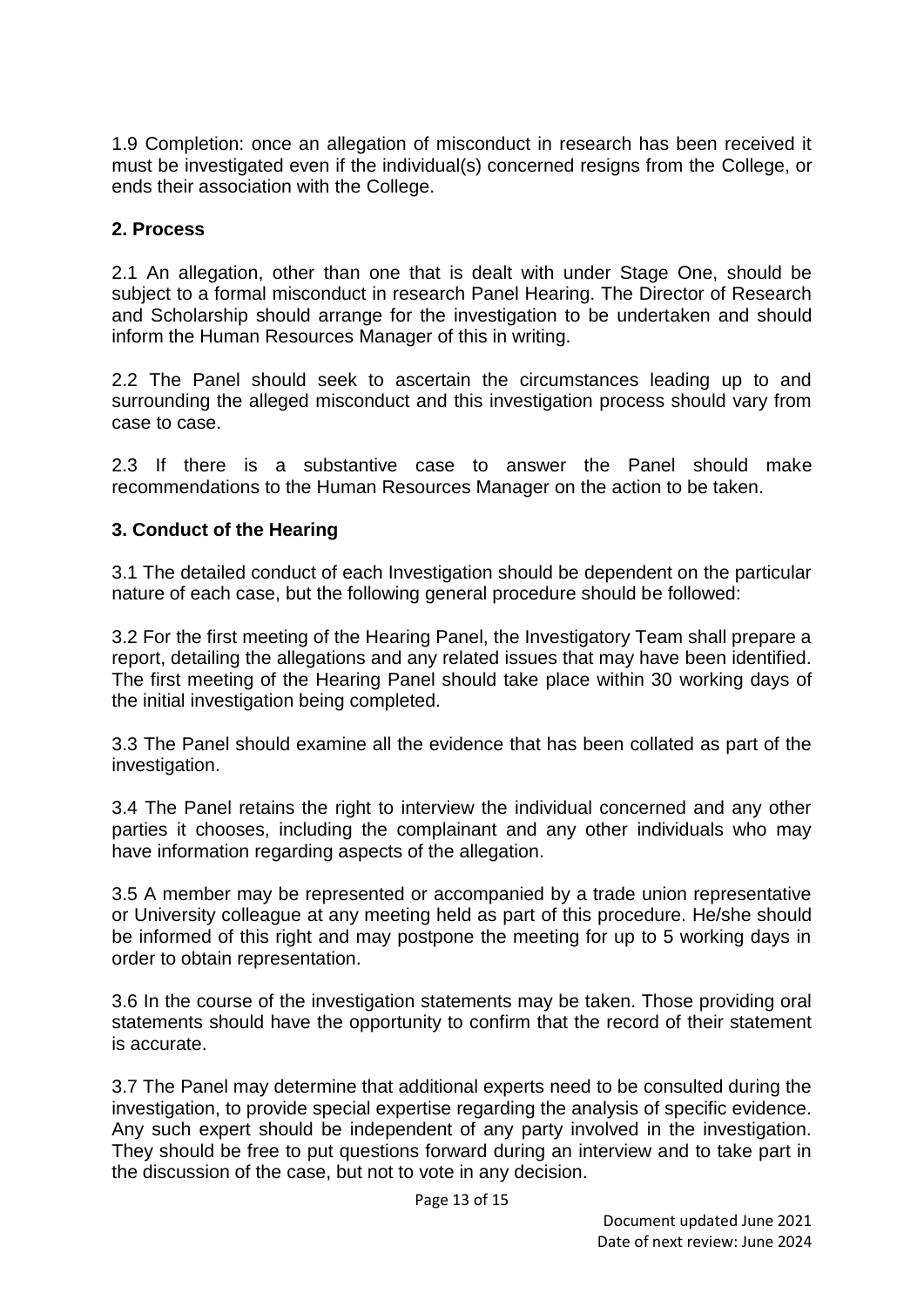1.9 Completion: once an allegation of misconduct in research has been received it must be investigated even if the individual(s) concerned resigns from the College, or ends their association with the College.

## 2. Process

2.1 An allegation, other than one that is dealt with under Stage One, should be subject to a formal misconduct in research Panel Hearing. The Director of Research and Scholarship should arrange for the investigation to be undertaken and should inform the Human Resources Manager of this in writing.

2.2 The Panel should seek to ascertain the circumstances leading up to and surrounding the alleged misconduct and this investigation process should vary from case to case.

2.3 If there is a substantive case to answer the Panel should make recommendations to the Human Resources Manager on the action to be taken.

## 3. Conduct of the Hearing

3.1 The detailed conduct of each Investigation should be dependent on the particular nature of each case, but the following general procedure should be followed:

3.2 For the first meeting of the Hearing Panel, the Investigatory Team shall prepare a report, detailing the allegations and any related issues that may have been identified. The first meeting of the Hearing Panel should take place within 30 working days of the initial investigation being completed.

3.3 The Panel should examine all the evidence that has been collated as part of the investigation.

3.4 The Panel retains the right to interview the individual concerned and any other parties it chooses, including the complainant and any other individuals who may have information regarding aspects of the allegation.

3.5 A member may be represented or accompanied by a trade union representative or University colleague at any meeting held as part of this procedure. He/she should be informed of this right and may postpone the meeting for up to 5 working days in order to obtain representation.

3.6 In the course of the investigation statements may be taken. Those providing oral statements should have the opportunity to confirm that the record of their statement is accurate.

3.7 The Panel may determine that additional experts need to be consulted during the investigation, to provide special expertise regarding the analysis of specific evidence. Any such expert should be independent of any party involved in the investigation. They should be free to put questions forward during an interview and to take part in the discussion of the case, but not to vote in any decision.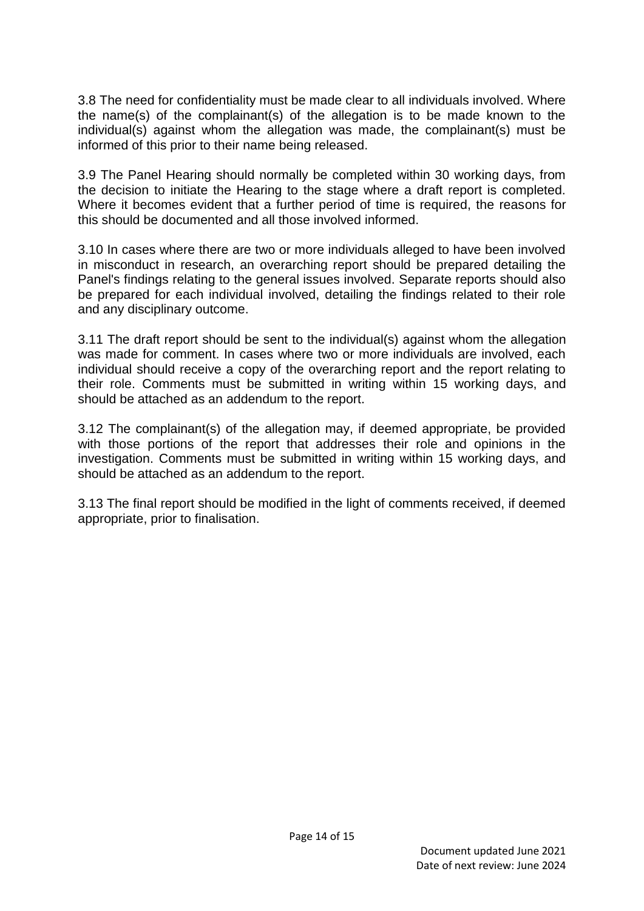3.8 The need for confidentiality must be made clear to all individuals involved. Where the name(s) of the complainant(s) of the allegation is to be made known to the individual(s) against whom the allegation was made, the complainant(s) must be informed of this prior to their name being released.

3.9 The Panel Hearing should normally be completed within 30 working days, from the decision to initiate the Hearing to the stage where a draft report is completed. Where it becomes evident that a further period of time is required, the reasons for this should be documented and all those involved informed.

3.10 In cases where there are two or more individuals alleged to have been involved in misconduct in research, an overarching report should be prepared detailing the Panel's findings relating to the general issues involved. Separate reports should also be prepared for each individual involved, detailing the findings related to their role and any disciplinary outcome.

3.11 The draft report should be sent to the individual(s) against whom the allegation was made for comment. In cases where two or more individuals are involved, each individual should receive a copy of the overarching report and the report relating to their role. Comments must be submitted in writing within 15 working days, and should be attached as an addendum to the report.

3.12 The complainant(s) of the allegation may, if deemed appropriate, be provided with those portions of the report that addresses their role and opinions in the investigation. Comments must be submitted in writing within 15 working days, and should be attached as an addendum to the report.

3.13 The final report should be modified in the light of comments received, if deemed appropriate, prior to finalisation.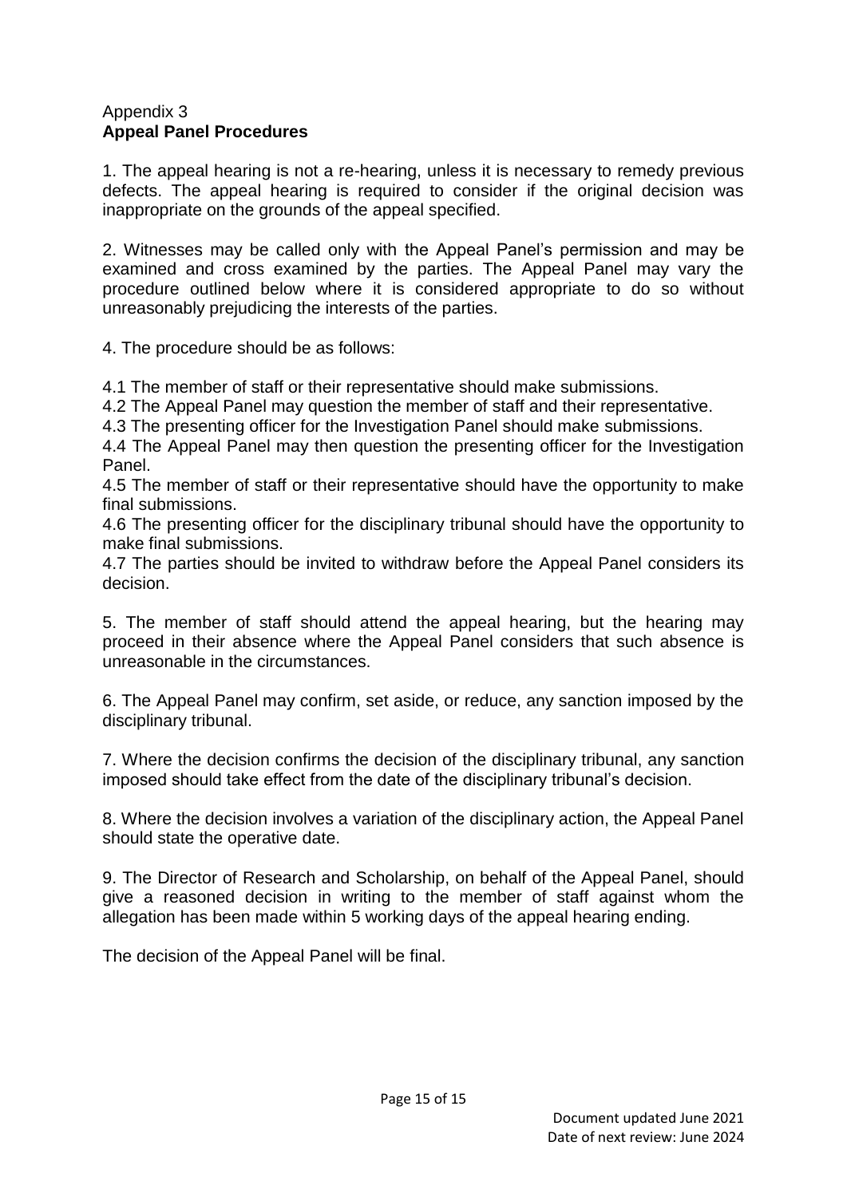Appendix 3
**Appeal Panel Procedures**

1. The appeal hearing is not a re-hearing, unless it is necessary to remedy previous defects. The appeal hearing is required to consider if the original decision was inappropriate on the grounds of the appeal specified.

2. Witnesses may be called only with the Appeal Panel's permission and may be examined and cross examined by the parties. The Appeal Panel may vary the procedure outlined below where it is considered appropriate to do so without unreasonably prejudicing the interests of the parties.

4. The procedure should be as follows:

4.1 The member of staff or their representative should make submissions.
4.2 The Appeal Panel may question the member of staff and their representative.
4.3 The presenting officer for the Investigation Panel should make submissions.
4.4 The Appeal Panel may then question the presenting officer for the Investigation Panel.
4.5 The member of staff or their representative should have the opportunity to make final submissions.
4.6 The presenting officer for the disciplinary tribunal should have the opportunity to make final submissions.
4.7 The parties should be invited to withdraw before the Appeal Panel considers its decision.

5. The member of staff should attend the appeal hearing, but the hearing may proceed in their absence where the Appeal Panel considers that such absence is unreasonable in the circumstances.

6. The Appeal Panel may confirm, set aside, or reduce, any sanction imposed by the disciplinary tribunal.

7. Where the decision confirms the decision of the disciplinary tribunal, any sanction imposed should take effect from the date of the disciplinary tribunal's decision.

8. Where the decision involves a variation of the disciplinary action, the Appeal Panel should state the operative date.

9. The Director of Research and Scholarship, on behalf of the Appeal Panel, should give a reasoned decision in writing to the member of staff against whom the allegation has been made within 5 working days of the appeal hearing ending.

The decision of the Appeal Panel will be final.

Document updated June 2021
Date of next review: June 2024